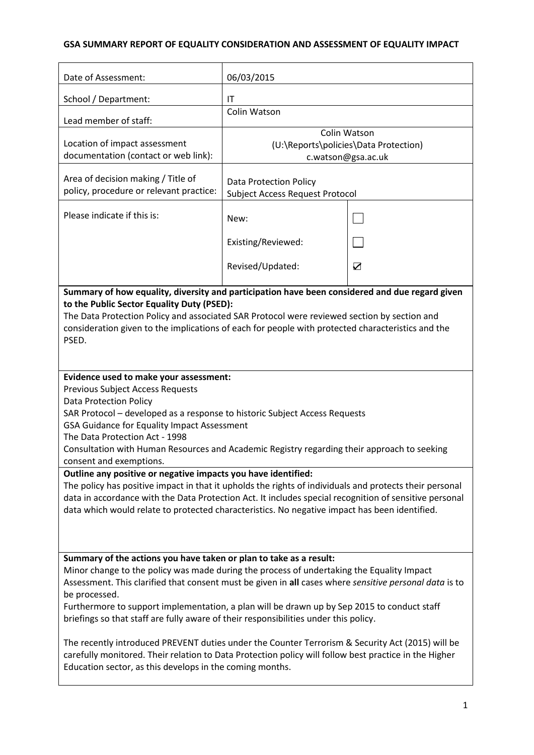# GSA SUMMARY REPORT OF EQUALITY CONSIDERATION AND ASSESSMENT OF EQUALITY IMPACT

| | | |
|---|---|---|
| Date of Assessment: | 06/03/2015 | |
| School / Department: | IT | |
| Lead member of staff: | Colin Watson | |
| Location of impact assessment documentation (contact or web link): | Colin Watson (U:\Reports\policies\Data Protection) c.watson@gsa.ac.uk | |
| Area of decision making / Title of policy, procedure or relevant practice: | Data Protection Policy<br>Subject Access Request Protocol | |
| Please indicate if this is: | New: | ☐ |
| | Existing/Reviewed: | ☐ |
| | Revised/Updated: | ☑ |

**Summary of how equality, diversity and participation have been considered and due regard given to the Public Sector Equality Duty (PSED):**

The Data Protection Policy and associated SAR Protocol were reviewed section by section and consideration given to the implications of each for people with protected characteristics and the PSED.

**Evidence used to make your assessment:**

Previous Subject Access Requests
Data Protection Policy
SAR Protocol – developed as a response to historic Subject Access Requests
GSA Guidance for Equality Impact Assessment
The Data Protection Act - 1998
Consultation with Human Resources and Academic Registry regarding their approach to seeking consent and exemptions.

**Outline any positive or negative impacts you have identified:**

The policy has positive impact in that it upholds the rights of individuals and protects their personal data in accordance with the Data Protection Act. It includes special recognition of sensitive personal data which would relate to protected characteristics. No negative impact has been identified.

**Summary of the actions you have taken or plan to take as a result:**

Minor change to the policy was made during the process of undertaking the Equality Impact Assessment. This clarified that consent must be given in **all** cases where *sensitive personal data* is to be processed.

Furthermore to support implementation, a plan will be drawn up by Sep 2015 to conduct staff briefings so that staff are fully aware of their responsibilities under this policy.

The recently introduced PREVENT duties under the Counter Terrorism & Security Act (2015) will be carefully monitored. Their relation to Data Protection policy will follow best practice in the Higher Education sector, as this develops in the coming months.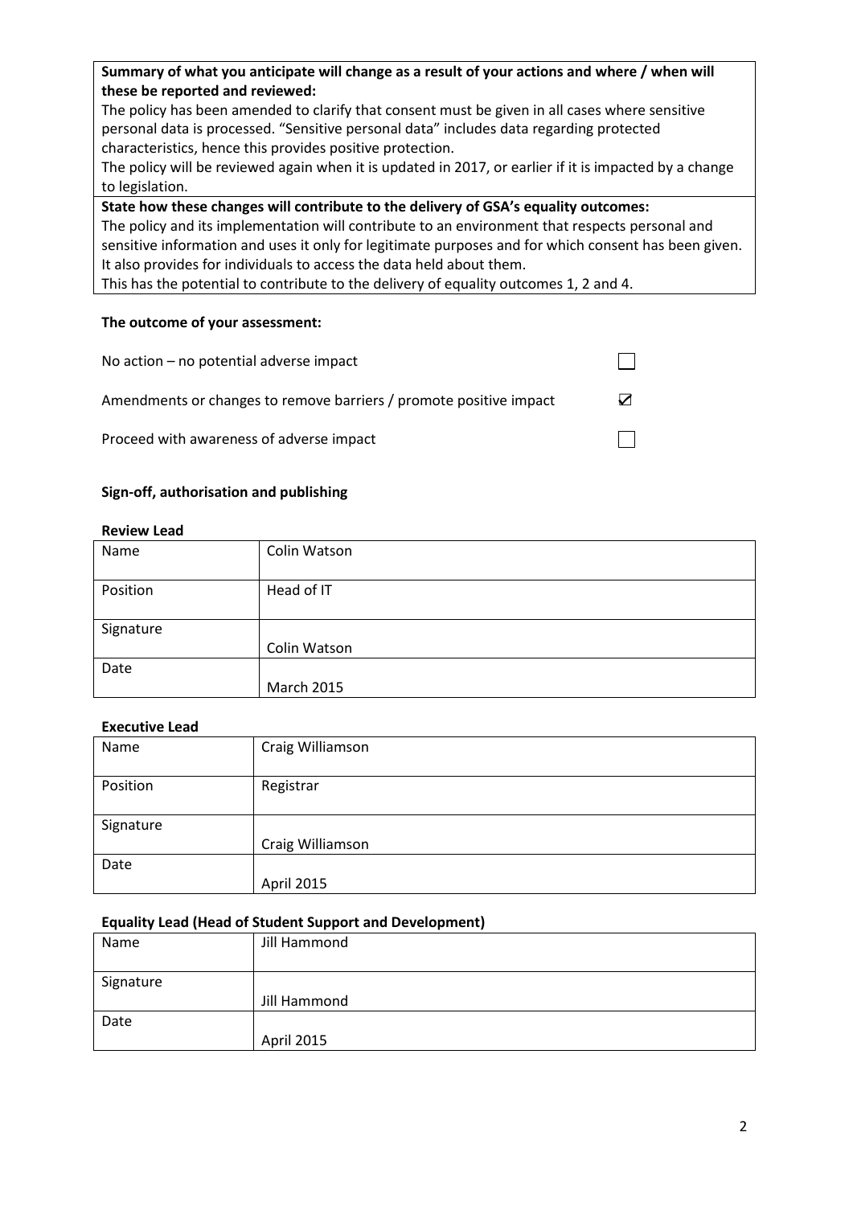**Summary of what you anticipate will change as a result of your actions and where / when will these be reported and reviewed:**

The policy has been amended to clarify that consent must be given in all cases where sensitive personal data is processed. “Sensitive personal data” includes data regarding protected characteristics, hence this provides positive protection.

The policy will be reviewed again when it is updated in 2017, or earlier if it is impacted by a change to legislation.

**State how these changes will contribute to the delivery of GSA’s equality outcomes:**

The policy and its implementation will contribute to an environment that respects personal and sensitive information and uses it only for legitimate purposes and for which consent has been given. It also provides for individuals to access the data held about them.

This has the potential to contribute to the delivery of equality outcomes 1, 2 and 4.

**The outcome of your assessment:**

| | |
|---|---|
| No action – no potential adverse impact | ☐ |
| Amendments or changes to remove barriers / promote positive impact | ☑ |
| Proceed with awareness of adverse impact | ☐ |

**Sign-off, authorisation and publishing**

**Review Lead**

| | |
|---|---|
| Name | Colin Watson |
| Position | Head of IT |
| Signature | Colin Watson |
| Date | March 2015 |

**Executive Lead**

| | |
|---|---|
| Name | Craig Williamson |
| Position | Registrar |
| Signature | Craig Williamson |
| Date | April 2015 |

**Equality Lead (Head of Student Support and Development)**

| | |
|---|---|
| Name | Jill Hammond |
| Signature | Jill Hammond |
| Date | April 2015 |